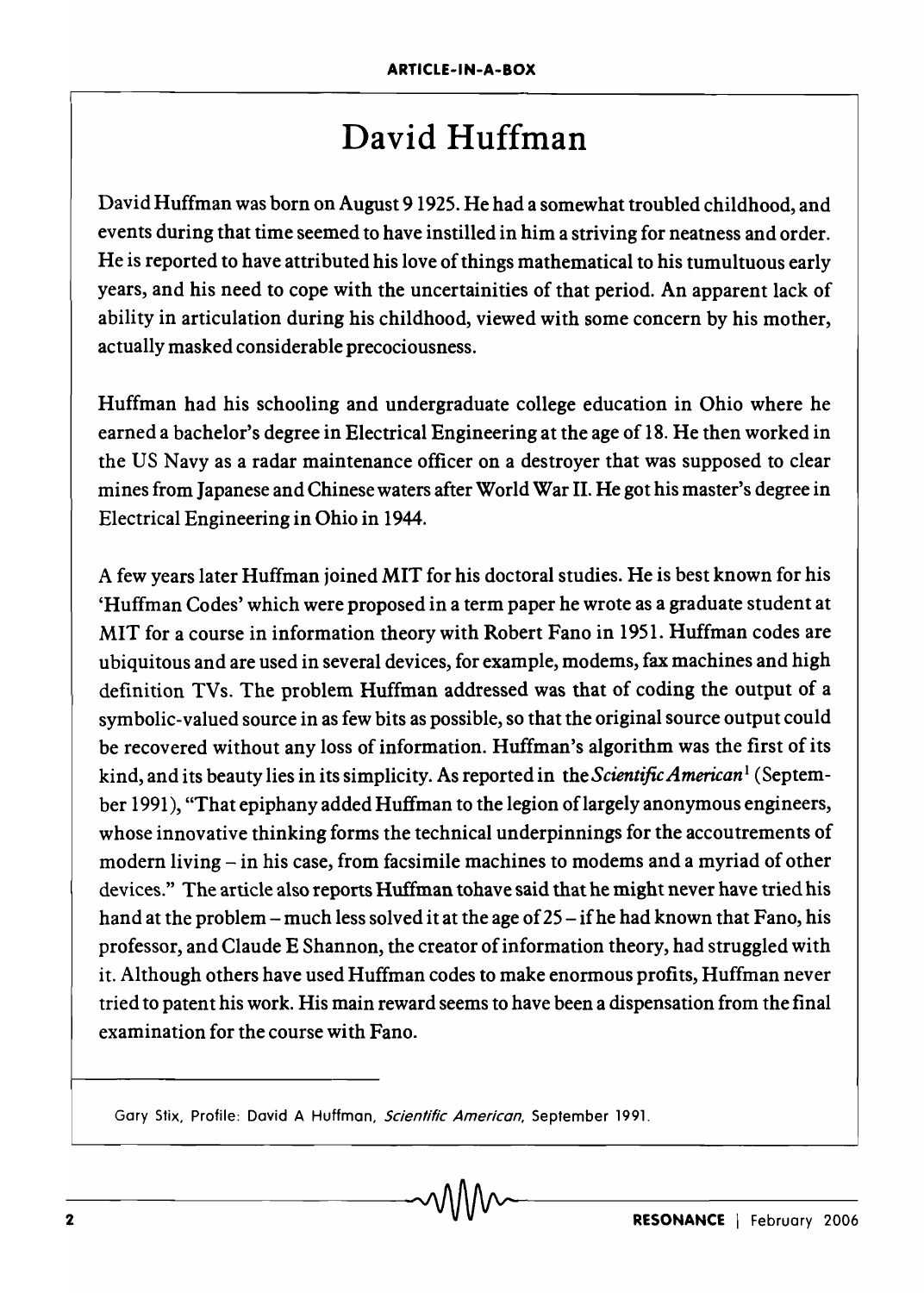# David Huffman

David Huffman was born on August 9 1925. He had a somewhat troubled childhood, and events during that time seemed to have instilled in him a striving for neatness and order. He is reported to have attributed his love of things mathematical to his tumultuous early years, and his need to cope with the uncertainities of that period. An apparent lack of ability in articulation during his childhood, viewed with some concern by his mother, actually masked considerable precociousness.

Huffman had his schooling and undergraduate college education in Ohio where he earned a bachelor's degree in Electrical Engineering at the age of 18. He then worked in the US Navy as a radar maintenance officer on a destroyer that was supposed to clear mines from Japanese and Chinese waters after World War II. He got his master's degree in Electrical Engineering in Ohio in 1944.

A few years later Huffman joined MIT for his doctoral studies. He is best known for his 'Huffman Codes' which were proposed in a term paper he wrote as a graduate student at MIT for a course in information theory with Robert Fano in 1951. Huffman codes are ubiquitous and are used in several devices, for example, modems, fax machines and high definition TVs. The problem Huffman addressed was that of coding the output of a symbolic-valued source in as few bits as possible, so that the original source output could be recovered without any loss of information. Huffman's algorithm was the first of its kind, and its beauty lies in its simplicity. As reported in the *Scientific American*[1] (September 1991), "That epiphany added Huffman to the legion of largely anonymous engineers, whose innovative thinking forms the technical underpinnings for the accoutrements of modern living – in his case, from facsimile machines to modems and a myriad of other devices." The article also reports Huffman tohave said that he might never have tried his hand at the problem – much less solved it at the age of 25 – if he had known that Fano, his professor, and Claude E Shannon, the creator of information theory, had struggled with it. Although others have used Huffman codes to make enormous profits, Huffman never tried to patent his work. His main reward seems to have been a dispensation from the final examination for the course with Fano.

---

[1] Gary Stix, Profile: David A Huffman, *Scientific American*, September 1991.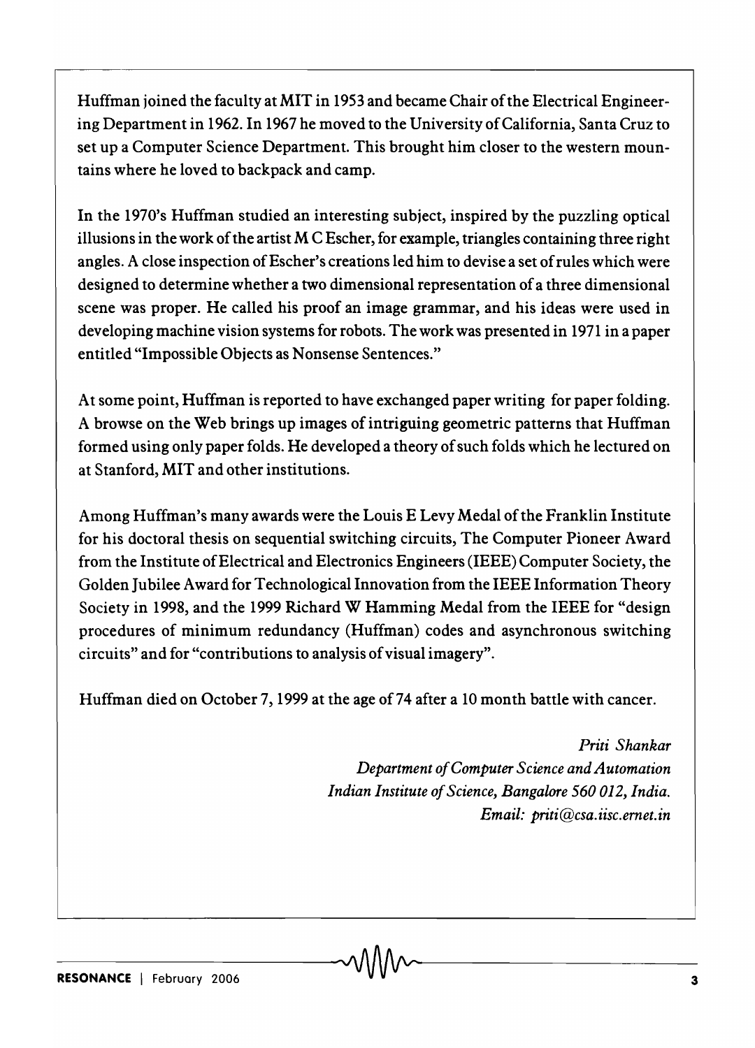Huffman joined the faculty at MIT in 1953 and became Chair of the Electrical Engineering Department in 1962. In 1967 he moved to the University of California, Santa Cruz to set up a Computer Science Department. This brought him closer to the western mountains where he loved to backpack and camp.

In the 1970's Huffman studied an interesting subject, inspired by the puzzling optical illusions in the work of the artist M C Escher, for example, triangles containing three right angles. A close inspection of Escher's creations led him to devise a set of rules which were designed to determine whether a two dimensional representation of a three dimensional scene was proper. He called his proof an image grammar, and his ideas were used in developing machine vision systems for robots. The work was presented in 1971 in a paper entitled "Impossible Objects as Nonsense Sentences."

At some point, Huffman is reported to have exchanged paper writing for paper folding. A browse on the Web brings up images of intriguing geometric patterns that Huffman formed using only paper folds. He developed a theory of such folds which he lectured on at Stanford, MIT and other institutions.

Among Huffman's many awards were the Louis E Levy Medal of the Franklin Institute for his doctoral thesis on sequential switching circuits, The Computer Pioneer Award from the Institute of Electrical and Electronics Engineers (IEEE) Computer Society, the Golden Jubilee Award for Technological Innovation from the IEEE Information Theory Society in 1998, and the 1999 Richard W Hamming Medal from the IEEE for "design procedures of minimum redundancy (Huffman) codes and asynchronous switching circuits" and for "contributions to analysis of visual imagery".

Huffman died on October 7, 1999 at the age of 74 after a 10 month battle with cancer.

*Priti Shankar*
*Department of Computer Science and Automation*
*Indian Institute of Science, Bangalore 560 012, India.*
*Email: priti@csa.iisc.ernet.in*